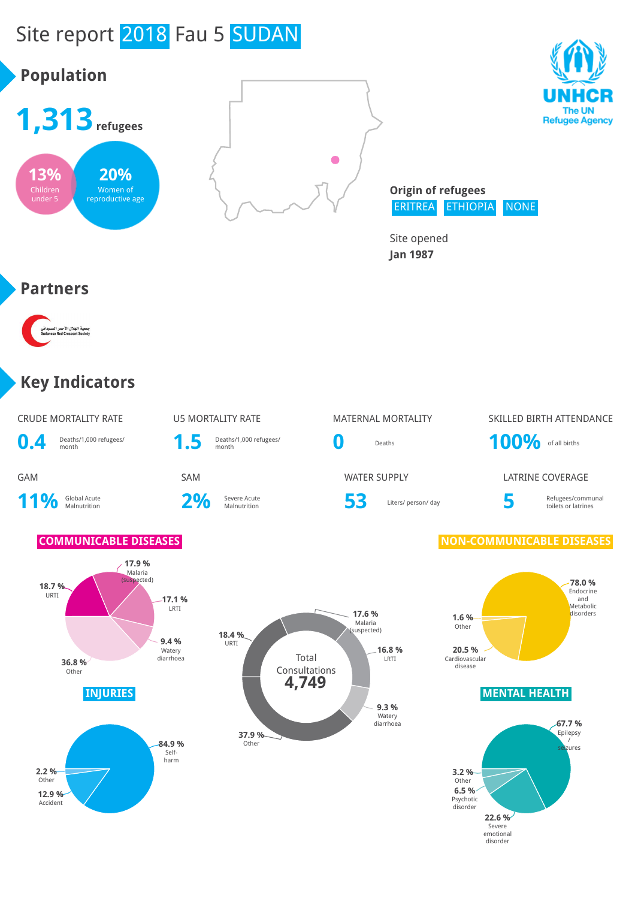# Site report 2018 Fau 5 SUDAN

UNHCR
The UN Refugee Agency

## Population

**1,313** refugees

**13%** Children under 5

**20%** Women of reproductive age

**Origin of refugees**
ERITREA ETHIOPIA NONE

Site opened
**Jan 1987**

## Partners

جمعية الهلال الأحمر السوداني
Sudanese Red Crescent Society

## Key Indicators

| CRUDE MORTALITY RATE | U5 MORTALITY RATE | MATERNAL MORTALITY | SKILLED BIRTH ATTENDANCE |
|---|---|---|---|
| **0.4** Deaths/1,000 refugees/ month | **1.5** Deaths/1,000 refugees/ month | **0** Deaths | **100%** of all births |

| GAM | SAM | WATER SUPPLY | LATRINE COVERAGE |
|---|---|---|---|
| **11%** Global Acute Malnutrition | **2%** Severe Acute Malnutrition | **53** Liters/ person/ day | **5** Refugees/communal toilets or latrines |

### COMMUNICABLE DISEASES

- 17.9 % Malaria (suspected)
- 18.7 % URTI
- 17.1 % LRTI
- 9.4 % Watery diarrhoea
- 36.8 % Other

### Total Consultations 4,749

- 17.6 % Malaria (suspected)
- 18.4 % URTI
- 16.8 % LRTI
- 9.3 % Watery diarrhoea
- 37.9 % Other

### NON-COMMUNICABLE DISEASES

- 78.0 % Endocrine and Metabolic disorders
- 1.6 % Other
- 20.5 % Cardiovascular disease

### INJURIES

- 84.9 % Self-harm
- 2.2 % Other
- 12.9 % Accident

### MENTAL HEALTH

- 67.7 % Epilepsy / seizures
- 3.2 % Other
- 6.5 % Psychotic disorder
- 22.6 % Severe emotional disorder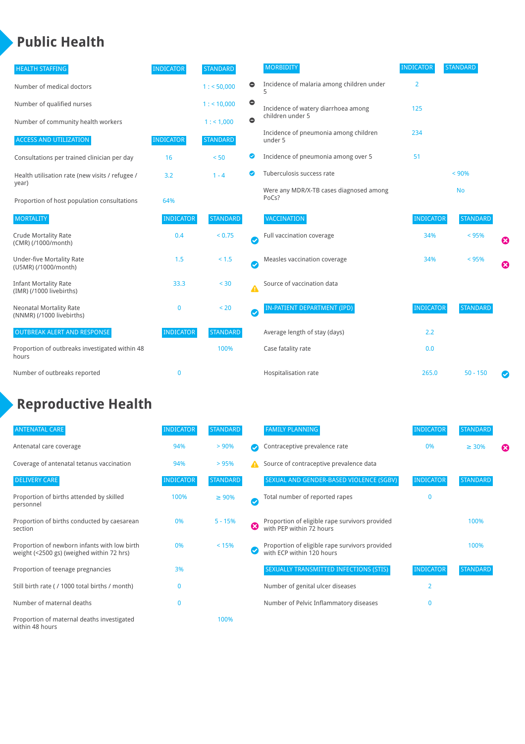# Public Health

| HEALTH STAFFING | INDICATOR | STANDARD |
|---|---|---|
| Number of medical doctors | | 1 : < 50,000 |
| Number of qualified nurses | | 1 : < 10,000 |
| Number of community health workers | | 1 : < 1,000 |

| ACCESS AND UTILIZATION | INDICATOR | STANDARD |
|---|---|---|
| Consultations per trained clinician per day | 16 | < 50 |
| Health utilisation rate (new visits / refugee / year) | 3.2 | 1 - 4 |
| Proportion of host population consultations | 64% | |

| MORTALITY | INDICATOR | STANDARD |
|---|---|---|
| Crude Mortality Rate (CMR) (/1000/month) | 0.4 | < 0.75 |
| Under-five Mortality Rate (U5MR) (/1000/month) | 1.5 | < 1.5 |
| Infant Mortality Rate (IMR) (/1000 livebirths) | 33.3 | < 30 |
| Neonatal Mortality Rate (NNMR) (/1000 livebirths) | 0 | < 20 |

| OUTBREAK ALERT AND RESPONSE | INDICATOR | STANDARD |
|---|---|---|
| Proportion of outbreaks investigated within 48 hours | | 100% |
| Number of outbreaks reported | 0 | |

| MORBIDITY | INDICATOR | STANDARD |
|---|---|---|
| Incidence of malaria among children under 5 | 2 | |
| Incidence of watery diarrhoea among children under 5 | 125 | |
| Incidence of pneumonia among children under 5 | 234 | |
| Incidence of pneumonia among over 5 | 51 | |
| Tuberculosis success rate | | < 90% |
| Were any MDR/X-TB cases diagnosed among PoCs? | | No |

| VACCINATION | INDICATOR | STANDARD |
|---|---|---|
| Full vaccination coverage | 34% | < 95% |
| Measles vaccination coverage | 34% | < 95% |
| Source of vaccination data | | |

| IN-PATIENT DEPARTMENT (IPD) | INDICATOR | STANDARD |
|---|---|---|
| Average length of stay (days) | 2.2 | |
| Case fatality rate | 0.0 | |
| Hospitalisation rate | 265.0 | 50 - 150 |

# Reproductive Health

| ANTENATAL CARE | INDICATOR | STANDARD |
|---|---|---|
| Antenatal care coverage | 94% | > 90% |
| Coverage of antenatal tetanus vaccination | 94% | > 95% |

| DELIVERY CARE | INDICATOR | STANDARD |
|---|---|---|
| Proportion of births attended by skilled personnel | 100% | ≥ 90% |
| Proportion of births conducted by caesarean section | 0% | 5 - 15% |
| Proportion of newborn infants with low birth weight (<2500 gs) (weighed within 72 hrs) | 0% | < 15% |
| Proportion of teenage pregnancies | 3% | |
| Still birth rate ( / 1000 total births / month) | 0 | |
| Number of maternal deaths | 0 | |
| Proportion of maternal deaths investigated within 48 hours | | 100% |

| FAMILY PLANNING | INDICATOR | STANDARD |
|---|---|---|
| Contraceptive prevalence rate | 0% | ≥ 30% |
| Source of contraceptive prevalence data | | |

| SEXUAL AND GENDER-BASED VIOLENCE (SGBV) | INDICATOR | STANDARD |
|---|---|---|
| Total number of reported rapes | 0 | |
| Proportion of eligible rape survivors provided with PEP within 72 hours | | 100% |
| Proportion of eligible rape survivors provided with ECP within 120 hours | | 100% |

| SEXUALLY TRANSMITTED INFECTIONS (STIS) | INDICATOR | STANDARD |
|---|---|---|
| Number of genital ulcer diseases | 2 | |
| Number of Pelvic Inflammatory diseases | 0 | |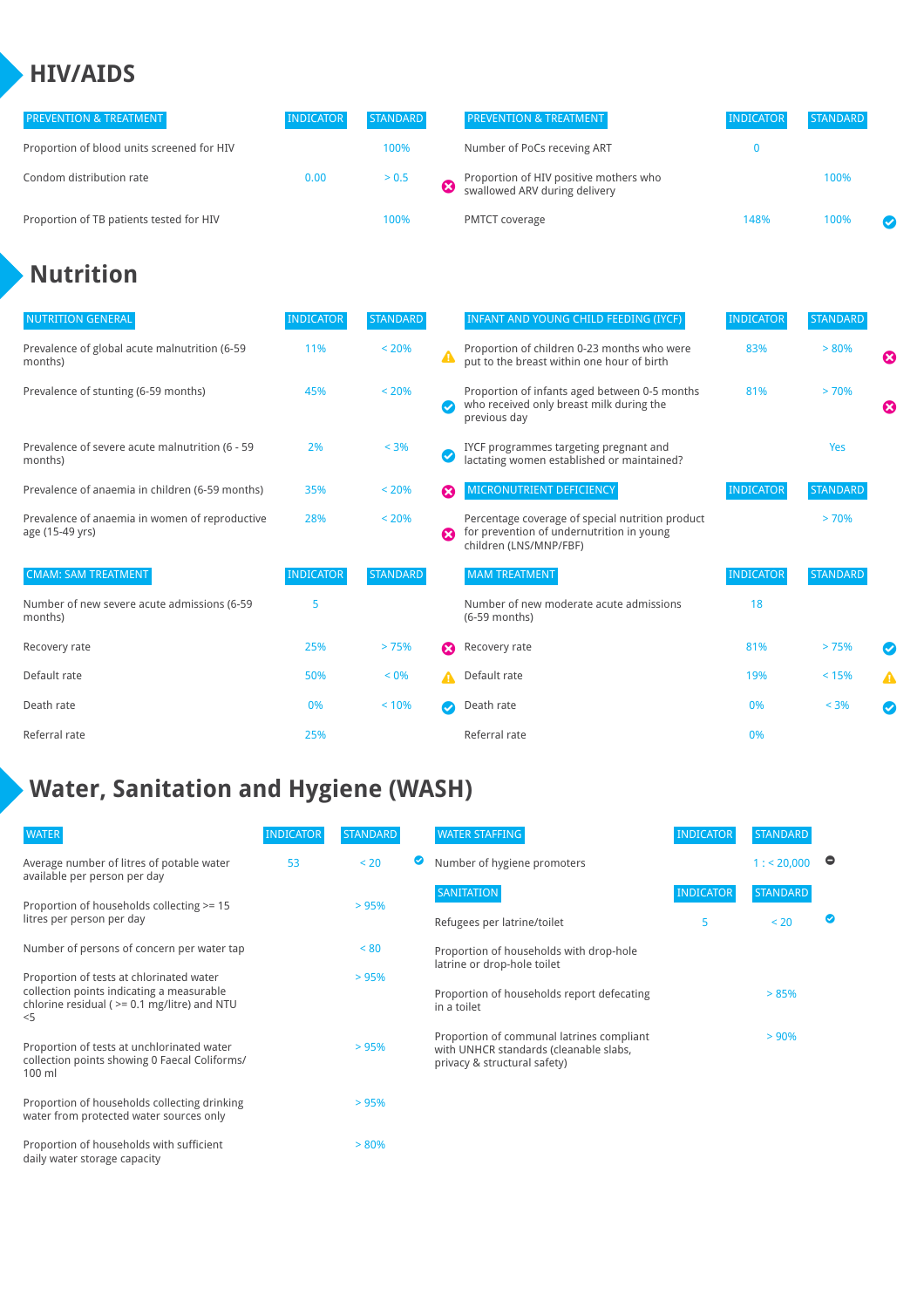# HIV/AIDS

| PREVENTION & TREATMENT | INDICATOR | STANDARD | |
|---|---|---|---|
| Proportion of blood units screened for HIV | | 100% | |
| Condom distribution rate | 0.00 | > 0.5 | ✖ |
| Proportion of TB patients tested for HIV | | 100% | |

| PREVENTION & TREATMENT | INDICATOR | STANDARD | |
|---|---|---|---|
| Number of PoCs receving ART | 0 | | |
| Proportion of HIV positive mothers who swallowed ARV during delivery | | 100% | |
| PMTCT coverage | 148% | 100% | ✔ |

# Nutrition

| NUTRITION GENERAL | INDICATOR | STANDARD | |
|---|---|---|---|
| Prevalence of global acute malnutrition (6-59 months) | 11% | < 20% | ⚠ |
| Prevalence of stunting (6-59 months) | 45% | < 20% | ✔ |
| Prevalence of severe acute malnutrition (6 - 59 months) | 2% | < 3% | ✔ |
| Prevalence of anaemia in children (6-59 months) | 35% | < 20% | ✖ |
| Prevalence of anaemia in women of reproductive age (15-49 yrs) | 28% | < 20% | ✖ |

| INFANT AND YOUNG CHILD FEEDING (IYCF) | INDICATOR | STANDARD | |
|---|---|---|---|
| Proportion of children 0-23 months who were put to the breast within one hour of birth | 83% | > 80% | ✖ |
| Proportion of infants aged between 0-5 months who received only breast milk during the previous day | 81% | > 70% | ✖ |
| IYCF programmes targeting pregnant and lactating women established or maintained? | | Yes | |

| MICRONUTRIENT DEFICIENCY | INDICATOR | STANDARD | |
|---|---|---|---|
| Percentage coverage of special nutrition product for prevention of undernutrition in young children (LNS/MNP/FBF) | | > 70% | |

| CMAM: SAM TREATMENT | INDICATOR | STANDARD | |
|---|---|---|---|
| Number of new severe acute admissions (6-59 months) | 5 | | |
| Recovery rate | 25% | > 75% | ✖ |
| Default rate | 50% | < 0% | ⚠ |
| Death rate | 0% | < 10% | ✔ |
| Referral rate | 25% | | |

| MAM TREATMENT | INDICATOR | STANDARD | |
|---|---|---|---|
| Number of new moderate acute admissions (6-59 months) | 18 | | |
| Recovery rate | 81% | > 75% | ✔ |
| Default rate | 19% | < 15% | ⚠ |
| Death rate | 0% | < 3% | ✔ |
| Referral rate | 0% | | |

# Water, Sanitation and Hygiene (WASH)

| WATER | INDICATOR | STANDARD | |
|---|---|---|---|
| Average number of litres of potable water available per person per day | 53 | < 20 | ✔ |
| Proportion of households collecting >= 15 litres per person per day | | > 95% | |
| Number of persons of concern per water tap | | < 80 | |
| Proportion of tests at chlorinated water collection points indicating a measurable chlorine residual ( >= 0.1 mg/litre) and NTU <5 | | > 95% | |
| Proportion of tests at unchlorinated water collection points showing 0 Faecal Coliforms/ 100 ml | | > 95% | |
| Proportion of households collecting drinking water from protected water sources only | | > 95% | |
| Proportion of households with sufficient daily water storage capacity | | > 80% | |

| WATER STAFFING | INDICATOR | STANDARD | |
|---|---|---|---|
| Number of hygiene promoters | | 1 : < 20,000 | ● |

| SANITATION | INDICATOR | STANDARD | |
|---|---|---|---|
| Refugees per latrine/toilet | 5 | < 20 | ✔ |
| Proportion of households with drop-hole latrine or drop-hole toilet | | | |
| Proportion of households report defecating in a toilet | | > 85% | |
| Proportion of communal latrines compliant with UNHCR standards (cleanable slabs, privacy & structural safety) | | > 90% | |